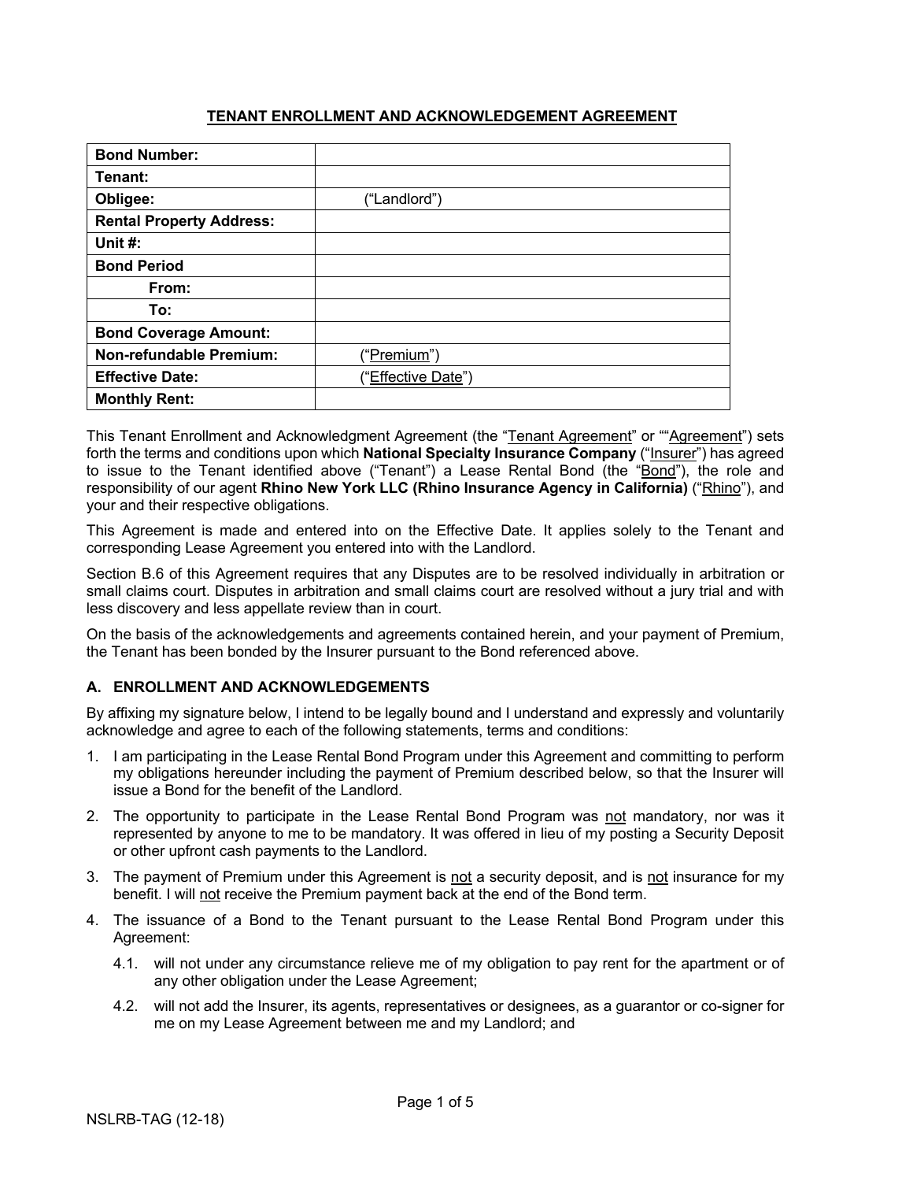# TENANT ENROLLMENT AND ACKNOWLEDGEMENT AGREEMENT

| | |
|---|---|
| **Bond Number:** | |
| **Tenant:** | |
| **Obligee:** | ("Landlord") |
| **Rental Property Address:** | |
| **Unit #:** | |
| **Bond Period** | |
| **From:** | |
| **To:** | |
| **Bond Coverage Amount:** | |
| **Non-refundable Premium:** | ("Premium") |
| **Effective Date:** | ("Effective Date") |
| **Monthly Rent:** | |

This Tenant Enrollment and Acknowledgment Agreement (the "Tenant Agreement" or ""Agreement") sets forth the terms and conditions upon which **National Specialty Insurance Company** ("Insurer") has agreed to issue to the Tenant identified above ("Tenant") a Lease Rental Bond (the "Bond"), the role and responsibility of our agent **Rhino New York LLC (Rhino Insurance Agency in California)** ("Rhino"), and your and their respective obligations.

This Agreement is made and entered into on the Effective Date. It applies solely to the Tenant and corresponding Lease Agreement you entered into with the Landlord.

Section B.6 of this Agreement requires that any Disputes are to be resolved individually in arbitration or small claims court. Disputes in arbitration and small claims court are resolved without a jury trial and with less discovery and less appellate review than in court.

On the basis of the acknowledgements and agreements contained herein, and your payment of Premium, the Tenant has been bonded by the Insurer pursuant to the Bond referenced above.

## A. ENROLLMENT AND ACKNOWLEDGEMENTS

By affixing my signature below, I intend to be legally bound and I understand and expressly and voluntarily acknowledge and agree to each of the following statements, terms and conditions:

1. I am participating in the Lease Rental Bond Program under this Agreement and committing to perform my obligations hereunder including the payment of Premium described below, so that the Insurer will issue a Bond for the benefit of the Landlord.
2. The opportunity to participate in the Lease Rental Bond Program was not mandatory, nor was it represented by anyone to me to be mandatory. It was offered in lieu of my posting a Security Deposit or other upfront cash payments to the Landlord.
3. The payment of Premium under this Agreement is not a security deposit, and is not insurance for my benefit. I will not receive the Premium payment back at the end of the Bond term.
4. The issuance of a Bond to the Tenant pursuant to the Lease Rental Bond Program under this Agreement:
    - 4.1. will not under any circumstance relieve me of my obligation to pay rent for the apartment or of any other obligation under the Lease Agreement;
    - 4.2. will not add the Insurer, its agents, representatives or designees, as a guarantor or co-signer for me on my Lease Agreement between me and my Landlord; and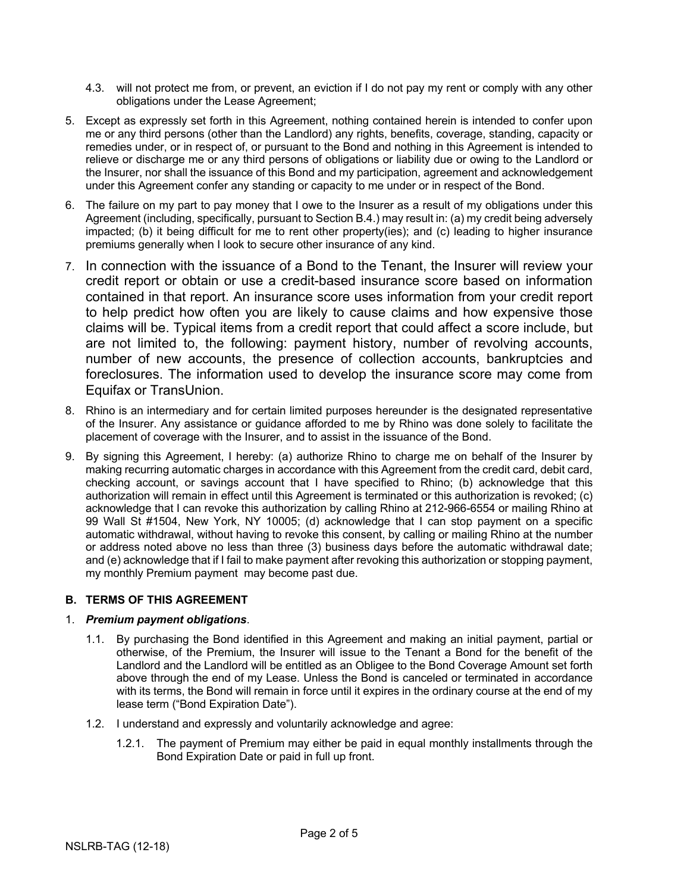4.3. will not protect me from, or prevent, an eviction if I do not pay my rent or comply with any other obligations under the Lease Agreement;

5. Except as expressly set forth in this Agreement, nothing contained herein is intended to confer upon me or any third persons (other than the Landlord) any rights, benefits, coverage, standing, capacity or remedies under, or in respect of, or pursuant to the Bond and nothing in this Agreement is intended to relieve or discharge me or any third persons of obligations or liability due or owing to the Landlord or the Insurer, nor shall the issuance of this Bond and my participation, agreement and acknowledgement under this Agreement confer any standing or capacity to me under or in respect of the Bond.

6. The failure on my part to pay money that I owe to the Insurer as a result of my obligations under this Agreement (including, specifically, pursuant to Section B.4.) may result in: (a) my credit being adversely impacted; (b) it being difficult for me to rent other property(ies); and (c) leading to higher insurance premiums generally when I look to secure other insurance of any kind.

7. In connection with the issuance of a Bond to the Tenant, the Insurer will review your credit report or obtain or use a credit-based insurance score based on information contained in that report. An insurance score uses information from your credit report to help predict how often you are likely to cause claims and how expensive those claims will be. Typical items from a credit report that could affect a score include, but are not limited to, the following: payment history, number of revolving accounts, number of new accounts, the presence of collection accounts, bankruptcies and foreclosures. The information used to develop the insurance score may come from Equifax or TransUnion.

8. Rhino is an intermediary and for certain limited purposes hereunder is the designated representative of the Insurer. Any assistance or guidance afforded to me by Rhino was done solely to facilitate the placement of coverage with the Insurer, and to assist in the issuance of the Bond.

9. By signing this Agreement, I hereby: (a) authorize Rhino to charge me on behalf of the Insurer by making recurring automatic charges in accordance with this Agreement from the credit card, debit card, checking account, or savings account that I have specified to Rhino; (b) acknowledge that this authorization will remain in effect until this Agreement is terminated or this authorization is revoked; (c) acknowledge that I can revoke this authorization by calling Rhino at 212-966-6554 or mailing Rhino at 99 Wall St #1504, New York, NY 10005; (d) acknowledge that I can stop payment on a specific automatic withdrawal, without having to revoke this consent, by calling or mailing Rhino at the number or address noted above no less than three (3) business days before the automatic withdrawal date; and (e) acknowledge that if I fail to make payment after revoking this authorization or stopping payment, my monthly Premium payment may become past due.

## B. TERMS OF THIS AGREEMENT

1. ***Premium payment obligations***.

   1.1. By purchasing the Bond identified in this Agreement and making an initial payment, partial or otherwise, of the Premium, the Insurer will issue to the Tenant a Bond for the benefit of the Landlord and the Landlord will be entitled as an Obligee to the Bond Coverage Amount set forth above through the end of my Lease. Unless the Bond is canceled or terminated in accordance with its terms, the Bond will remain in force until it expires in the ordinary course at the end of my lease term ("Bond Expiration Date").

   1.2. I understand and expressly and voluntarily acknowledge and agree:

      1.2.1. The payment of Premium may either be paid in equal monthly installments through the Bond Expiration Date or paid in full up front.

NSLRB-TAG (12-18)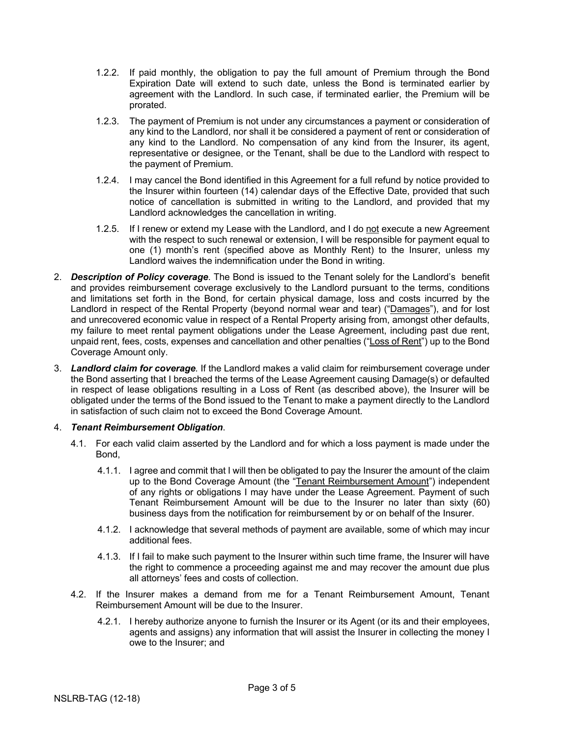1.2.2. If paid monthly, the obligation to pay the full amount of Premium through the Bond Expiration Date will extend to such date, unless the Bond is terminated earlier by agreement with the Landlord. In such case, if terminated earlier, the Premium will be prorated.

1.2.3. The payment of Premium is not under any circumstances a payment or consideration of any kind to the Landlord, nor shall it be considered a payment of rent or consideration of any kind to the Landlord. No compensation of any kind from the Insurer, its agent, representative or designee, or the Tenant, shall be due to the Landlord with respect to the payment of Premium.

1.2.4. I may cancel the Bond identified in this Agreement for a full refund by notice provided to the Insurer within fourteen (14) calendar days of the Effective Date, provided that such notice of cancellation is submitted in writing to the Landlord, and provided that my Landlord acknowledges the cancellation in writing.

1.2.5. If I renew or extend my Lease with the Landlord, and I do <u>not</u> execute a new Agreement with the respect to such renewal or extension, I will be responsible for payment equal to one (1) month's rent (specified above as Monthly Rent) to the Insurer, unless my Landlord waives the indemnification under the Bond in writing.

2. ***Description of Policy coverage***. The Bond is issued to the Tenant solely for the Landlord's benefit and provides reimbursement coverage exclusively to the Landlord pursuant to the terms, conditions and limitations set forth in the Bond, for certain physical damage, loss and costs incurred by the Landlord in respect of the Rental Property (beyond normal wear and tear) ("<u>Damages</u>"), and for lost and unrecovered economic value in respect of a Rental Property arising from, amongst other defaults, my failure to meet rental payment obligations under the Lease Agreement, including past due rent, unpaid rent, fees, costs, expenses and cancellation and other penalties ("<u>Loss of Rent</u>") up to the Bond Coverage Amount only.

3. ***Landlord claim for coverage.*** If the Landlord makes a valid claim for reimbursement coverage under the Bond asserting that I breached the terms of the Lease Agreement causing Damage(s) or defaulted in respect of lease obligations resulting in a Loss of Rent (as described above), the Insurer will be obligated under the terms of the Bond issued to the Tenant to make a payment directly to the Landlord in satisfaction of such claim not to exceed the Bond Coverage Amount.

4. ***Tenant Reimbursement Obligation***.

4.1. For each valid claim asserted by the Landlord and for which a loss payment is made under the Bond,

4.1.1. I agree and commit that I will then be obligated to pay the Insurer the amount of the claim up to the Bond Coverage Amount (the "<u>Tenant Reimbursement Amount</u>") independent of any rights or obligations I may have under the Lease Agreement. Payment of such Tenant Reimbursement Amount will be due to the Insurer no later than sixty (60) business days from the notification for reimbursement by or on behalf of the Insurer.

4.1.2. I acknowledge that several methods of payment are available, some of which may incur additional fees.

4.1.3. If I fail to make such payment to the Insurer within such time frame, the Insurer will have the right to commence a proceeding against me and may recover the amount due plus all attorneys' fees and costs of collection.

4.2. If the Insurer makes a demand from me for a Tenant Reimbursement Amount, Tenant Reimbursement Amount will be due to the Insurer.

4.2.1. I hereby authorize anyone to furnish the Insurer or its Agent (or its and their employees, agents and assigns) any information that will assist the Insurer in collecting the money I owe to the Insurer; and

NSLRB-TAG (12-18)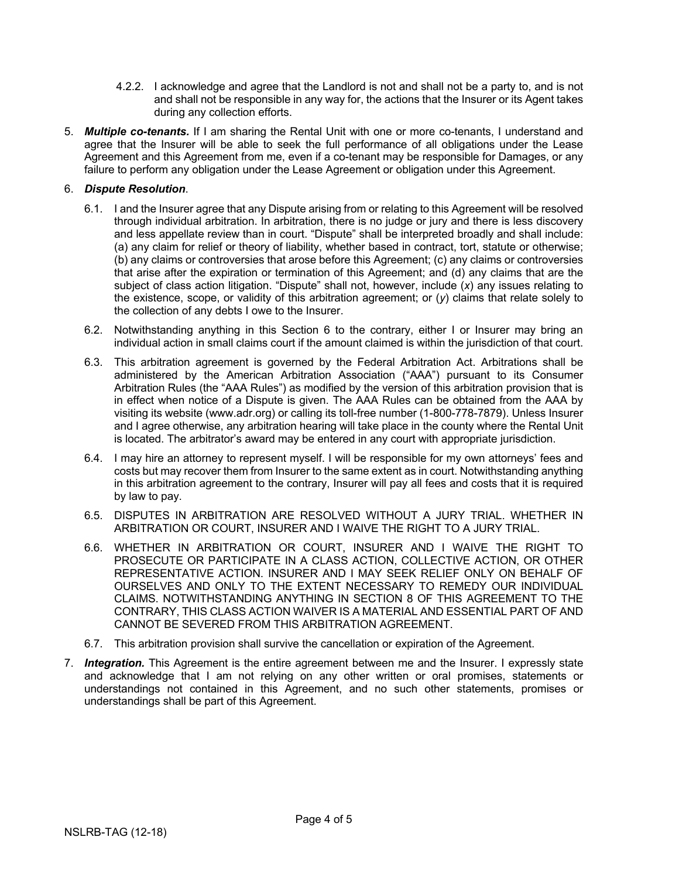4.2.2. I acknowledge and agree that the Landlord is not and shall not be a party to, and is not and shall not be responsible in any way for, the actions that the Insurer or its Agent takes during any collection efforts.

5. ***Multiple co-tenants.*** If I am sharing the Rental Unit with one or more co-tenants, I understand and agree that the Insurer will be able to seek the full performance of all obligations under the Lease Agreement and this Agreement from me, even if a co-tenant may be responsible for Damages, or any failure to perform any obligation under the Lease Agreement or obligation under this Agreement.

6. ***Dispute Resolution***.

   6.1. I and the Insurer agree that any Dispute arising from or relating to this Agreement will be resolved through individual arbitration. In arbitration, there is no judge or jury and there is less discovery and less appellate review than in court. "Dispute" shall be interpreted broadly and shall include: (a) any claim for relief or theory of liability, whether based in contract, tort, statute or otherwise; (b) any claims or controversies that arose before this Agreement; (c) any claims or controversies that arise after the expiration or termination of this Agreement; and (d) any claims that are the subject of class action litigation. "Dispute" shall not, however, include (*x*) any issues relating to the existence, scope, or validity of this arbitration agreement; or (*y*) claims that relate solely to the collection of any debts I owe to the Insurer.

   6.2. Notwithstanding anything in this Section 6 to the contrary, either I or Insurer may bring an individual action in small claims court if the amount claimed is within the jurisdiction of that court.

   6.3. This arbitration agreement is governed by the Federal Arbitration Act. Arbitrations shall be administered by the American Arbitration Association ("AAA") pursuant to its Consumer Arbitration Rules (the "AAA Rules") as modified by the version of this arbitration provision that is in effect when notice of a Dispute is given. The AAA Rules can be obtained from the AAA by visiting its website (www.adr.org) or calling its toll-free number (1-800-778-7879). Unless Insurer and I agree otherwise, any arbitration hearing will take place in the county where the Rental Unit is located. The arbitrator's award may be entered in any court with appropriate jurisdiction.

   6.4. I may hire an attorney to represent myself. I will be responsible for my own attorneys' fees and costs but may recover them from Insurer to the same extent as in court. Notwithstanding anything in this arbitration agreement to the contrary, Insurer will pay all fees and costs that it is required by law to pay.

   6.5. DISPUTES IN ARBITRATION ARE RESOLVED WITHOUT A JURY TRIAL. WHETHER IN ARBITRATION OR COURT, INSURER AND I WAIVE THE RIGHT TO A JURY TRIAL.

   6.6. WHETHER IN ARBITRATION OR COURT, INSURER AND I WAIVE THE RIGHT TO PROSECUTE OR PARTICIPATE IN A CLASS ACTION, COLLECTIVE ACTION, OR OTHER REPRESENTATIVE ACTION. INSURER AND I MAY SEEK RELIEF ONLY ON BEHALF OF OURSELVES AND ONLY TO THE EXTENT NECESSARY TO REMEDY OUR INDIVIDUAL CLAIMS. NOTWITHSTANDING ANYTHING IN SECTION 8 OF THIS AGREEMENT TO THE CONTRARY, THIS CLASS ACTION WAIVER IS A MATERIAL AND ESSENTIAL PART OF AND CANNOT BE SEVERED FROM THIS ARBITRATION AGREEMENT.

   6.7. This arbitration provision shall survive the cancellation or expiration of the Agreement.

7. ***Integration.*** This Agreement is the entire agreement between me and the Insurer. I expressly state and acknowledge that I am not relying on any other written or oral promises, statements or understandings not contained in this Agreement, and no such other statements, promises or understandings shall be part of this Agreement.

NSLRB-TAG (12-18)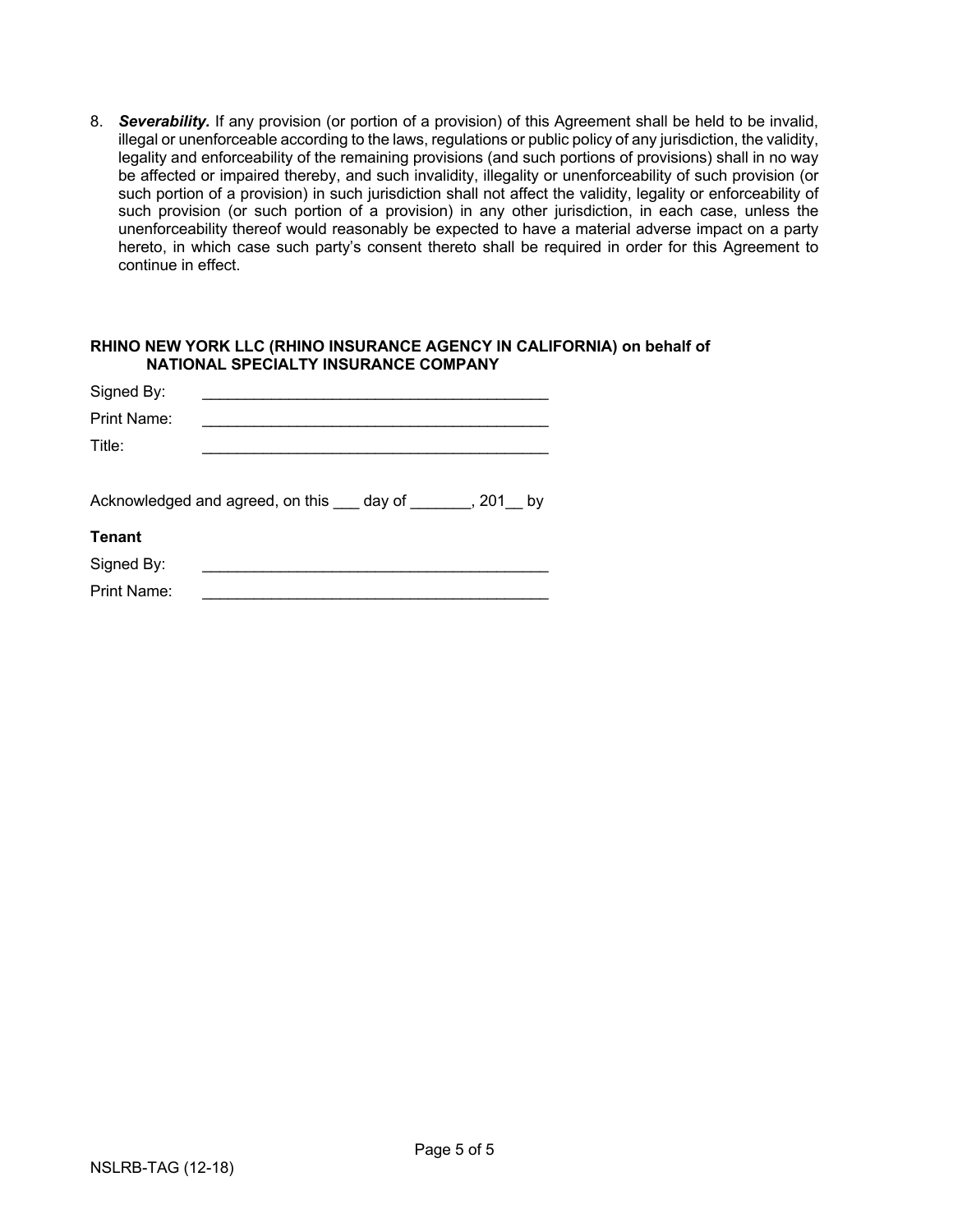8. ***Severability.*** If any provision (or portion of a provision) of this Agreement shall be held to be invalid, illegal or unenforceable according to the laws, regulations or public policy of any jurisdiction, the validity, legality and enforceability of the remaining provisions (and such portions of provisions) shall in no way be affected or impaired thereby, and such invalidity, illegality or unenforceability of such provision (or such portion of a provision) in such jurisdiction shall not affect the validity, legality or enforceability of such provision (or such portion of a provision) in any other jurisdiction, in each case, unless the unenforceability thereof would reasonably be expected to have a material adverse impact on a party hereto, in which case such party's consent thereto shall be required in order for this Agreement to continue in effect.

**RHINO NEW YORK LLC (RHINO INSURANCE AGENCY IN CALIFORNIA) on behalf of NATIONAL SPECIALTY INSURANCE COMPANY**

Signed By: ________________________________________

Print Name: ________________________________________

Title: ________________________________________

Acknowledged and agreed, on this ___ day of _______, 201__ by

**Tenant**

Signed By: ________________________________________

Print Name: ________________________________________

NSLRB-TAG (12-18)